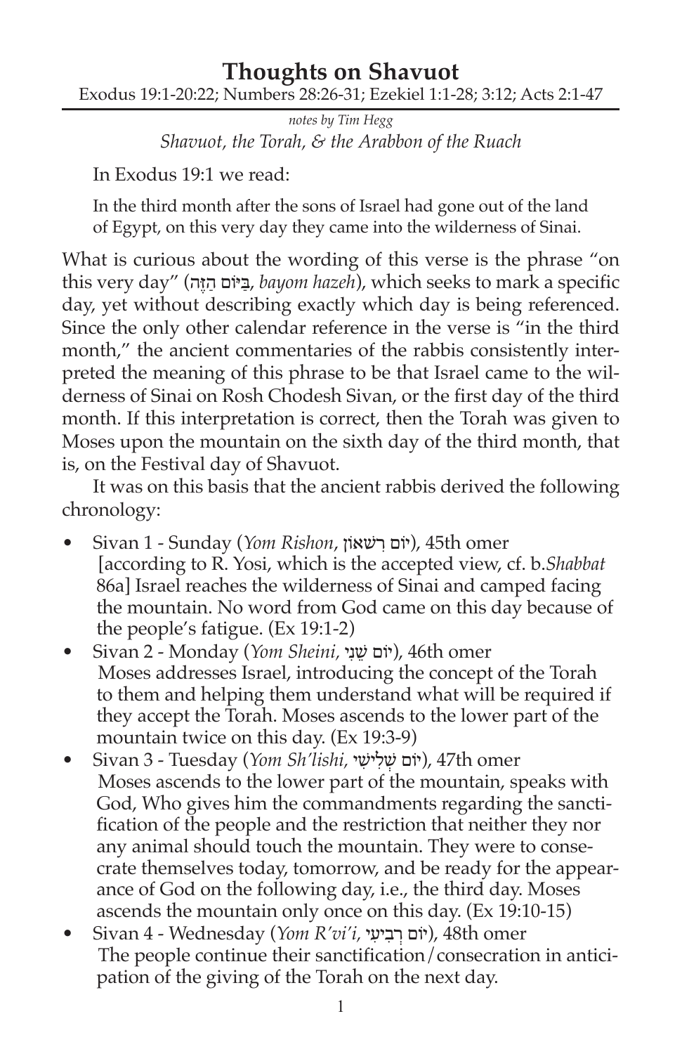# Thoughts on Shavuot

Exodus 19:1-20:22; Numbers 28:26-31; Ezekiel 1:1-28; 3:12; Acts 2:1-47

*notes by Tim Hegg*

*Shavuot, the Torah, & the Arabbon of the Ruach*

In Exodus 19:1 we read:

> In the third month after the sons of Israel had gone out of the land of Egypt, on this very day they came into the wilderness of Sinai.

What is curious about the wording of this verse is the phrase "on this very day" (בַּיּוֹם הַזֶּה, *bayom hazeh*), which seeks to mark a specific day, yet without describing exactly which day is being referenced. Since the only other calendar reference in the verse is "in the third month," the ancient commentaries of the rabbis consistently interpreted the meaning of this phrase to be that Israel came to the wilderness of Sinai on Rosh Chodesh Sivan, or the first day of the third month. If this interpretation is correct, then the Torah was given to Moses upon the mountain on the sixth day of the third month, that is, on the Festival day of Shavuot.

It was on this basis that the ancient rabbis derived the following chronology:

- Sivan 1 - Sunday (*Yom Rishon*, יוֹם רִשׁאוֹן), 45th omer [according to R. Yosi, which is the accepted view, cf. b.*Shabbat* 86a] Israel reaches the wilderness of Sinai and camped facing the mountain. No word from God came on this day because of the people's fatigue. (Ex 19:1-2)
- Sivan 2 - Monday (*Yom Sheini*, יוֹם שֵׁנִי), 46th omer Moses addresses Israel, introducing the concept of the Torah to them and helping them understand what will be required if they accept the Torah. Moses ascends to the lower part of the mountain twice on this day. (Ex 19:3-9)
- Sivan 3 - Tuesday (*Yom Sh'lishi*, יוֹם שְׁלִישִׁי), 47th omer Moses ascends to the lower part of the mountain, speaks with God, Who gives him the commandments regarding the sanctification of the people and the restriction that neither they nor any animal should touch the mountain. They were to consecrate themselves today, tomorrow, and be ready for the appearance of God on the following day, i.e., the third day. Moses ascends the mountain only once on this day. (Ex 19:10-15)
- Sivan 4 - Wednesday (*Yom R'vi'i*, יוֹם רְבִיעִי), 48th omer The people continue their sanctification/consecration in anticipation of the giving of the Torah on the next day.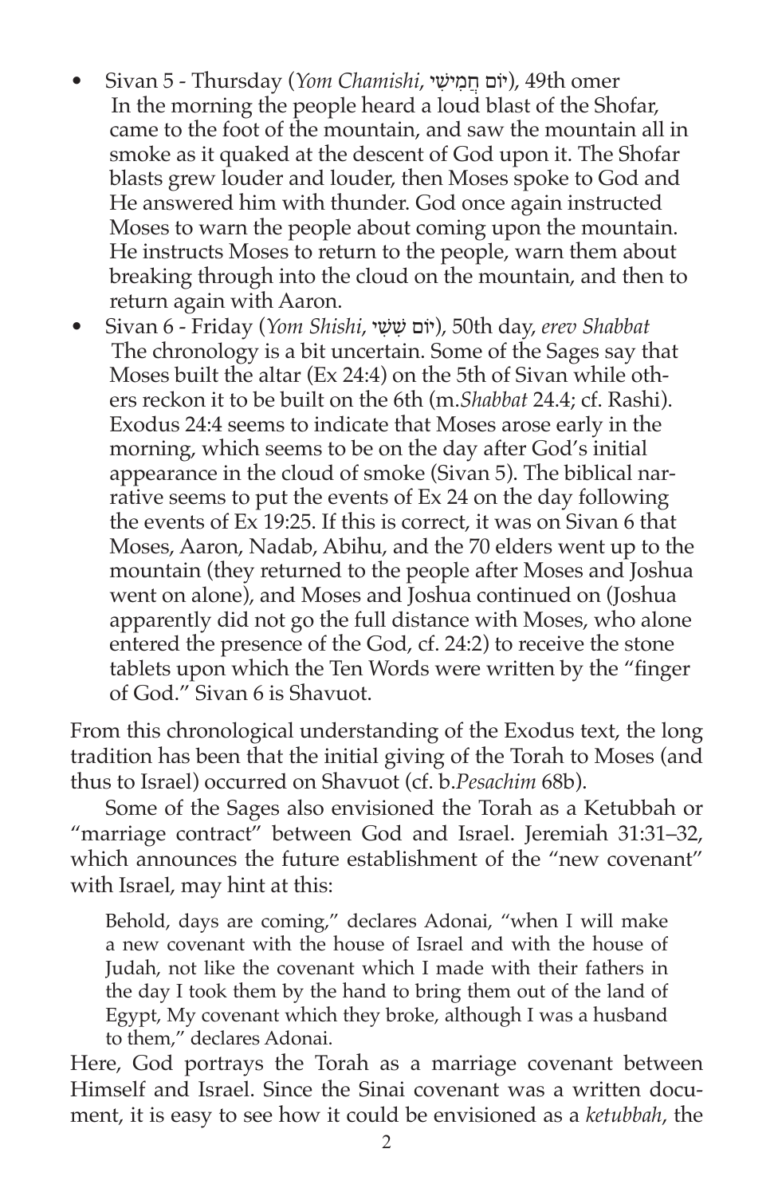- Sivan 5 - Thursday (*Yom Chamishi*, יוֹם חֲמִישִׁי), 49th omer
  In the morning the people heard a loud blast of the Shofar, came to the foot of the mountain, and saw the mountain all in smoke as it quaked at the descent of God upon it. The Shofar blasts grew louder and louder, then Moses spoke to God and He answered him with thunder. God once again instructed Moses to warn the people about coming upon the mountain. He instructs Moses to return to the people, warn them about breaking through into the cloud on the mountain, and then to return again with Aaron.
- Sivan 6 - Friday (*Yom Shishi*, יוֹם שִׁשִּׁי), 50th day, *erev Shabbat*
  The chronology is a bit uncertain. Some of the Sages say that Moses built the altar (Ex 24:4) on the 5th of Sivan while others reckon it to be built on the 6th (m.*Shabbat* 24.4; cf. Rashi). Exodus 24:4 seems to indicate that Moses arose early in the morning, which seems to be on the day after God's initial appearance in the cloud of smoke (Sivan 5). The biblical narrative seems to put the events of Ex 24 on the day following the events of Ex 19:25. If this is correct, it was on Sivan 6 that Moses, Aaron, Nadab, Abihu, and the 70 elders went up to the mountain (they returned to the people after Moses and Joshua went on alone), and Moses and Joshua continued on (Joshua apparently did not go the full distance with Moses, who alone entered the presence of the God, cf. 24:2) to receive the stone tablets upon which the Ten Words were written by the "finger of God." Sivan 6 is Shavuot.

From this chronological understanding of the Exodus text, the long tradition has been that the initial giving of the Torah to Moses (and thus to Israel) occurred on Shavuot (cf. b.*Pesachim* 68b).

Some of the Sages also envisioned the Torah as a Ketubbah or "marriage contract" between God and Israel. Jeremiah 31:31–32, which announces the future establishment of the "new covenant" with Israel, may hint at this:

> Behold, days are coming," declares Adonai, "when I will make a new covenant with the house of Israel and with the house of Judah, not like the covenant which I made with their fathers in the day I took them by the hand to bring them out of the land of Egypt, My covenant which they broke, although I was a husband to them," declares Adonai.

Here, God portrays the Torah as a marriage covenant between Himself and Israel. Since the Sinai covenant was a written document, it is easy to see how it could be envisioned as a *ketubbah*, the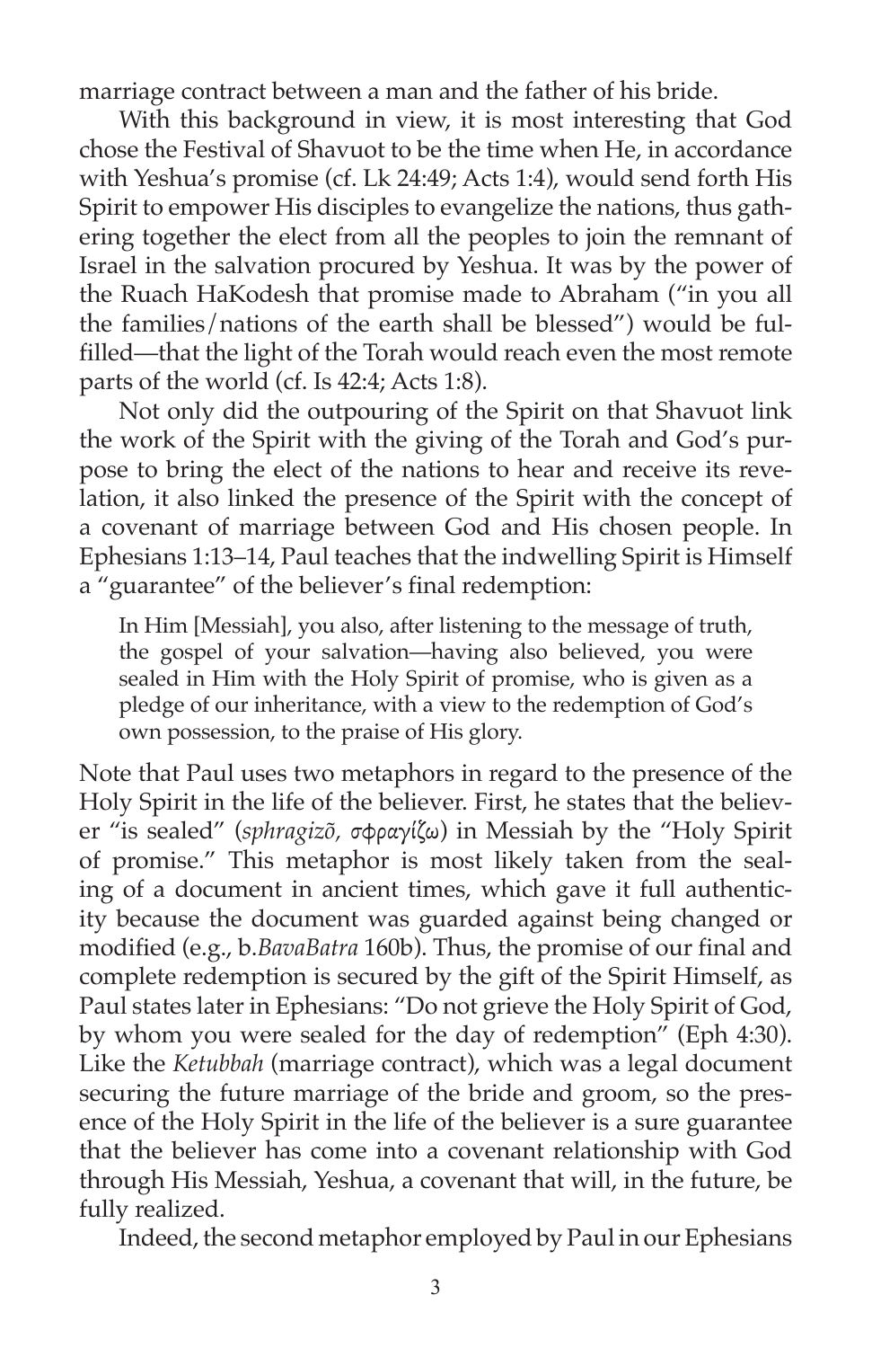marriage contract between a man and the father of his bride.

With this background in view, it is most interesting that God chose the Festival of Shavuot to be the time when He, in accordance with Yeshua's promise (cf. Lk 24:49; Acts 1:4), would send forth His Spirit to empower His disciples to evangelize the nations, thus gathering together the elect from all the peoples to join the remnant of Israel in the salvation procured by Yeshua. It was by the power of the Ruach HaKodesh that promise made to Abraham ("in you all the families/nations of the earth shall be blessed") would be fulfilled—that the light of the Torah would reach even the most remote parts of the world (cf. Is 42:4; Acts 1:8).

Not only did the outpouring of the Spirit on that Shavuot link the work of the Spirit with the giving of the Torah and God's purpose to bring the elect of the nations to hear and receive its revelation, it also linked the presence of the Spirit with the concept of a covenant of marriage between God and His chosen people. In Ephesians 1:13–14, Paul teaches that the indwelling Spirit is Himself a "guarantee" of the believer's final redemption:

> In Him [Messiah], you also, after listening to the message of truth, the gospel of your salvation—having also believed, you were sealed in Him with the Holy Spirit of promise, who is given as a pledge of our inheritance, with a view to the redemption of God's own possession, to the praise of His glory.

Note that Paul uses two metaphors in regard to the presence of the Holy Spirit in the life of the believer. First, he states that the believer "is sealed" (*sphragizõ*, σφραγίζω) in Messiah by the "Holy Spirit of promise." This metaphor is most likely taken from the sealing of a document in ancient times, which gave it full authenticity because the document was guarded against being changed or modified (e.g., b.*BavaBatra* 160b). Thus, the promise of our final and complete redemption is secured by the gift of the Spirit Himself, as Paul states later in Ephesians: "Do not grieve the Holy Spirit of God, by whom you were sealed for the day of redemption" (Eph 4:30). Like the *Ketubbah* (marriage contract), which was a legal document securing the future marriage of the bride and groom, so the presence of the Holy Spirit in the life of the believer is a sure guarantee that the believer has come into a covenant relationship with God through His Messiah, Yeshua, a covenant that will, in the future, be fully realized.

Indeed, the second metaphor employed by Paul in our Ephesians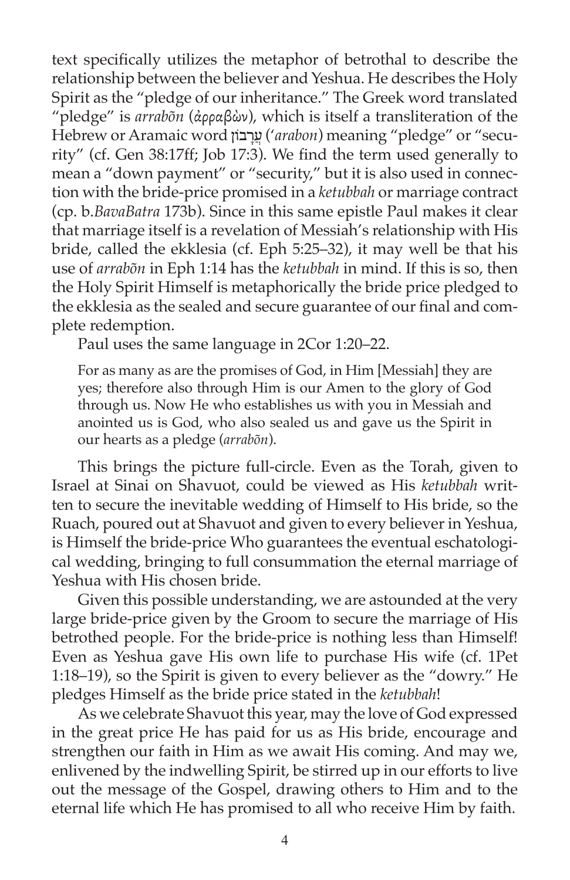text specifically utilizes the metaphor of betrothal to describe the relationship between the believer and Yeshua. He describes the Holy Spirit as the "pledge of our inheritance." The Greek word translated "pledge" is *arrabõn* (ἀρραβὼν), which is itself a transliteration of the Hebrew or Aramaic word עֵרָבוֹן (*'arabon*) meaning "pledge" or "security" (cf. Gen 38:17ff; Job 17:3). We find the term used generally to mean a "down payment" or "security," but it is also used in connection with the bride-price promised in a *ketubbah* or marriage contract (cp. b.*BavaBatra* 173b). Since in this same epistle Paul makes it clear that marriage itself is a revelation of Messiah's relationship with His bride, called the ekklesia (cf. Eph 5:25–32), it may well be that his use of *arrabõn* in Eph 1:14 has the *ketubbah* in mind. If this is so, then the Holy Spirit Himself is metaphorically the bride price pledged to the ekklesia as the sealed and secure guarantee of our final and complete redemption.

Paul uses the same language in 2Cor 1:20–22.

> For as many as are the promises of God, in Him [Messiah] they are yes; therefore also through Him is our Amen to the glory of God through us. Now He who establishes us with you in Messiah and anointed us is God, who also sealed us and gave us the Spirit in our hearts as a pledge (*arrabõn*).

This brings the picture full-circle. Even as the Torah, given to Israel at Sinai on Shavuot, could be viewed as His *ketubbah* written to secure the inevitable wedding of Himself to His bride, so the Ruach, poured out at Shavuot and given to every believer in Yeshua, is Himself the bride-price Who guarantees the eventual eschatological wedding, bringing to full consummation the eternal marriage of Yeshua with His chosen bride.

Given this possible understanding, we are astounded at the very large bride-price given by the Groom to secure the marriage of His betrothed people. For the bride-price is nothing less than Himself! Even as Yeshua gave His own life to purchase His wife (cf. 1Pet 1:18–19), so the Spirit is given to every believer as the "dowry." He pledges Himself as the bride price stated in the *ketubbah*!

As we celebrate Shavuot this year, may the love of God expressed in the great price He has paid for us as His bride, encourage and strengthen our faith in Him as we await His coming. And may we, enlivened by the indwelling Spirit, be stirred up in our efforts to live out the message of the Gospel, drawing others to Him and to the eternal life which He has promised to all who receive Him by faith.